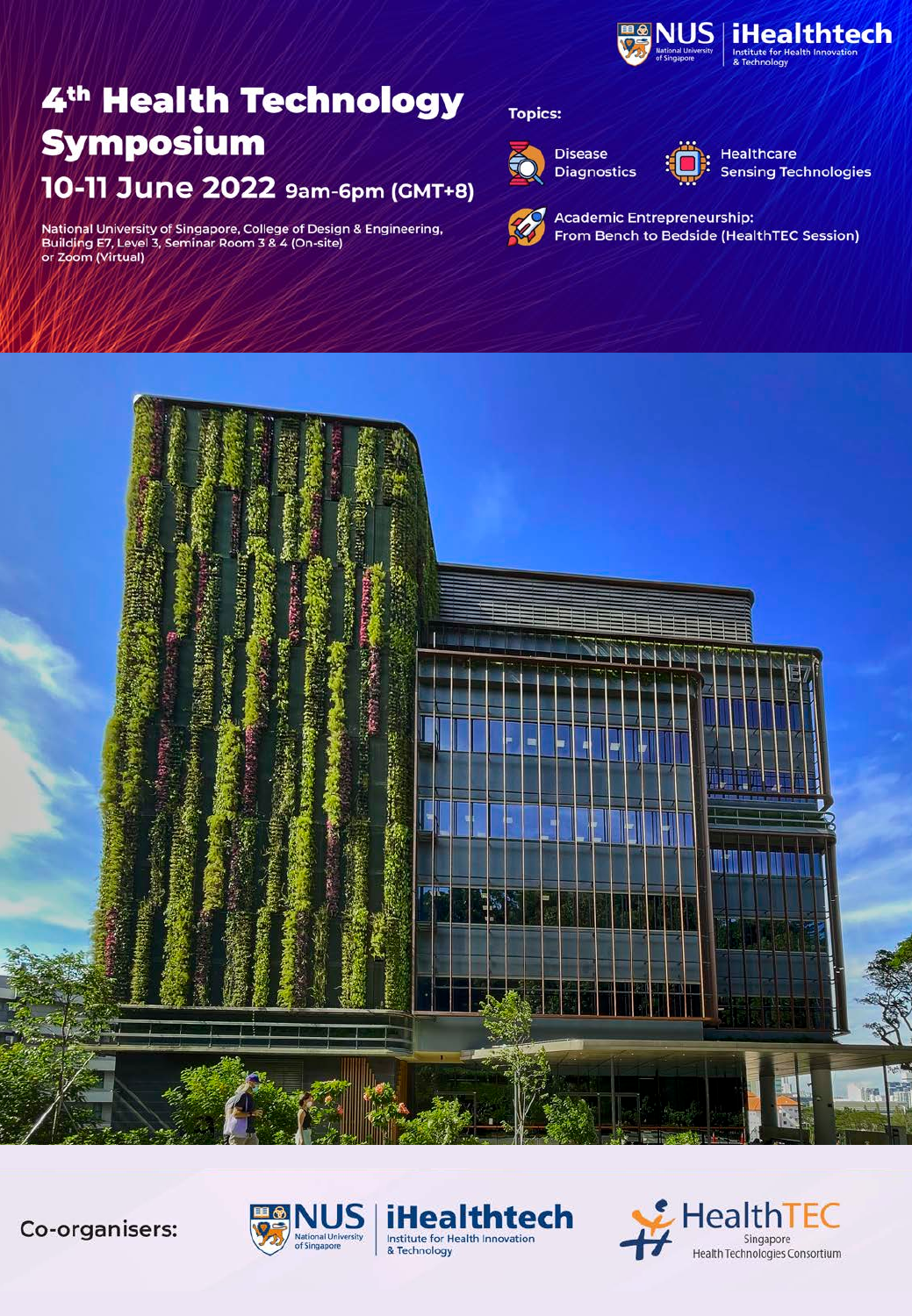NUS National University of Singapore | iHealthtech Institute for Health Innovation & Technology

# 4th Health Technology Symposium

## 10-11 June 2022 9am-6pm (GMT+8)

National University of Singapore, College of Design & Engineering, Building E7, Level 3, Seminar Room 3 & 4 (On-site) or Zoom (Virtual)

**Topics:**

- Disease Diagnostics
- Healthcare Sensing Technologies
- Academic Entrepreneurship: From Bench to Bedside (HealthTEC Session)

**Co-organisers:**

NUS National University of Singapore | iHealthtech Institute for Health Innovation & Technology

HealthTEC Singapore Health Technologies Consortium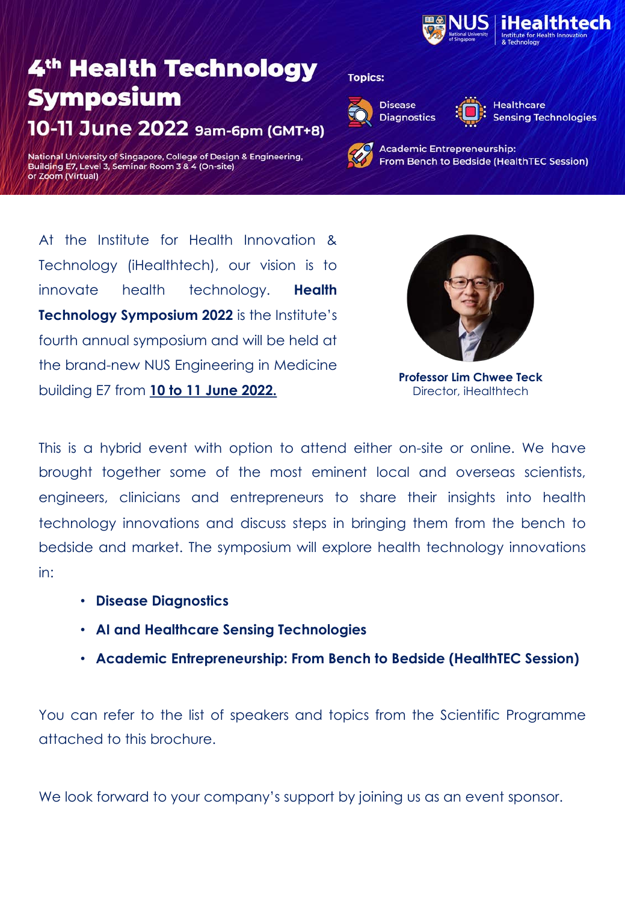NUS National University of Singapore | iHealthtech Institute for Health Innovation & Technology

# 4th Health Technology Symposium

## 10-11 June 2022 9am-6pm (GMT+8)

National University of Singapore, College of Design & Engineering, Building E7, Level 3, Seminar Room 3 & 4 (On-site) or Zoom (Virtual)

**Topics:**

- Disease Diagnostics
- Healthcare Sensing Technologies
- Academic Entrepreneurship: From Bench to Bedside (HealthTEC Session)

At the Institute for Health Innovation & Technology (iHealthtech), our vision is to innovate health technology. **Health Technology Symposium 2022** is the Institute's fourth annual symposium and will be held at the brand-new NUS Engineering in Medicine building E7 from **10 to 11 June 2022.**

**Professor Lim Chwee Teck**
Director, iHealthtech

This is a hybrid event with option to attend either on-site or online. We have brought together some of the most eminent local and overseas scientists, engineers, clinicians and entrepreneurs to share their insights into health technology innovations and discuss steps in bringing them from the bench to bedside and market. The symposium will explore health technology innovations in:

- **Disease Diagnostics**
- **AI and Healthcare Sensing Technologies**
- **Academic Entrepreneurship: From Bench to Bedside (HealthTEC Session)**

You can refer to the list of speakers and topics from the Scientific Programme attached to this brochure.

We look forward to your company's support by joining us as an event sponsor.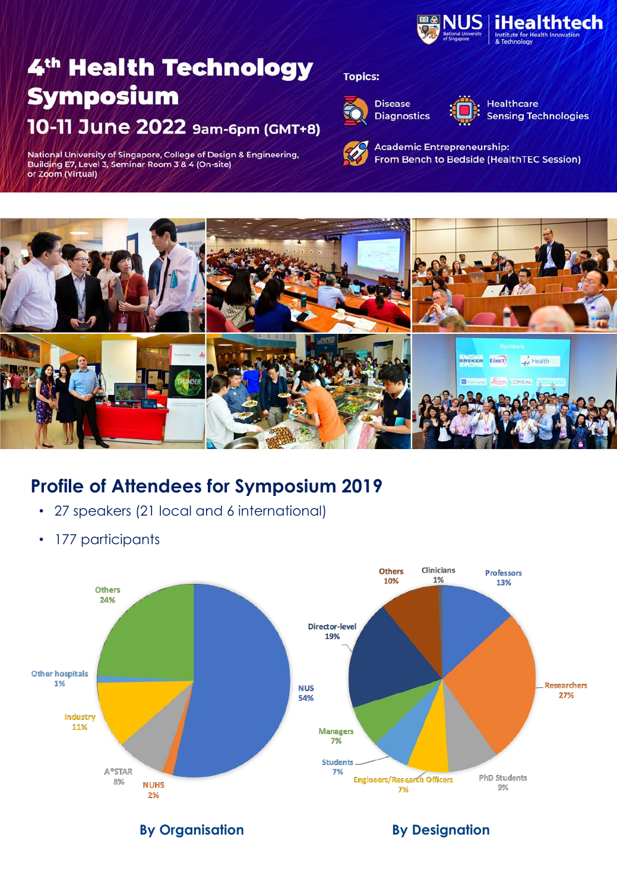# 4th Health Technology Symposium

## 10-11 June 2022 9am-6pm (GMT+8)

National University of Singapore, College of Design & Engineering, Building E7, Level 3, Seminar Room 3 & 4 (On-site) or Zoom (Virtual)

**Topics:**

- Disease Diagnostics
- Healthcare Sensing Technologies
- Academic Entrepreneurship: From Bench to Bedside (HealthTEC Session)

## Profile of Attendees for Symposium 2019

- 27 speakers (21 local and 6 international)
- 177 participants

**By Organisation**

| Organisation | Percentage |
| --- | --- |
| NUS | 54% |
| Others | 24% |
| Industry | 11% |
| A*STAR | 8% |
| NUHS | 2% |
| Other hospitals | 1% |

**By Designation**

| Designation | Percentage |
| --- | --- |
| Researchers | 27% |
| Director-level | 19% |
| Professors | 13% |
| Others | 10% |
| PhD Students | 9% |
| Managers | 7% |
| Students | 7% |
| Engineers/Research Officers | 7% |
| Clinicians | 1% |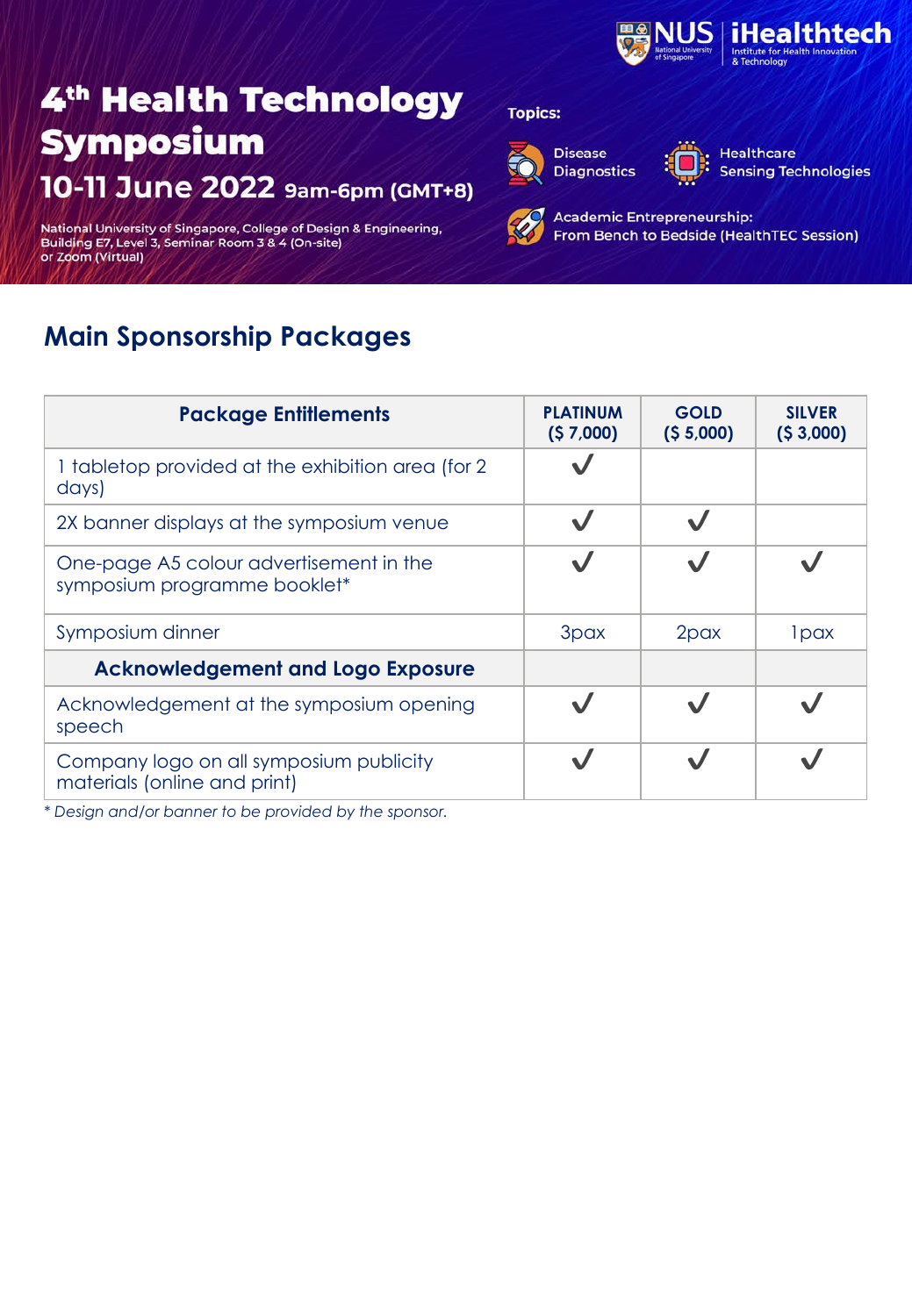NUS National University of Singapore | iHealthtech Institute for Health Innovation & Technology

# 4th Health Technology Symposium

## 10-11 June 2022 9am-6pm (GMT+8)

National University of Singapore, College of Design & Engineering, Building E7, Level 3, Seminar Room 3 & 4 (On-site) or Zoom (Virtual)

**Topics:**

- Disease Diagnostics
- Healthcare Sensing Technologies
- Academic Entrepreneurship: From Bench to Bedside (HealthTEC Session)

## Main Sponsorship Packages

| Package Entitlements | PLATINUM ($ 7,000) | GOLD ($ 5,000) | SILVER ($ 3,000) |
|---|---|---|---|
| 1 tabletop provided at the exhibition area (for 2 days) | ✓ | | |
| 2X banner displays at the symposium venue | ✓ | ✓ | |
| One-page A5 colour advertisement in the symposium programme booklet* | ✓ | ✓ | ✓ |
| Symposium dinner | 3pax | 2pax | 1pax |
| **Acknowledgement and Logo Exposure** | | | |
| Acknowledgement at the symposium opening speech | ✓ | ✓ | ✓ |
| Company logo on all symposium publicity materials (online and print) | ✓ | ✓ | ✓ |

*\* Design and/or banner to be provided by the sponsor.*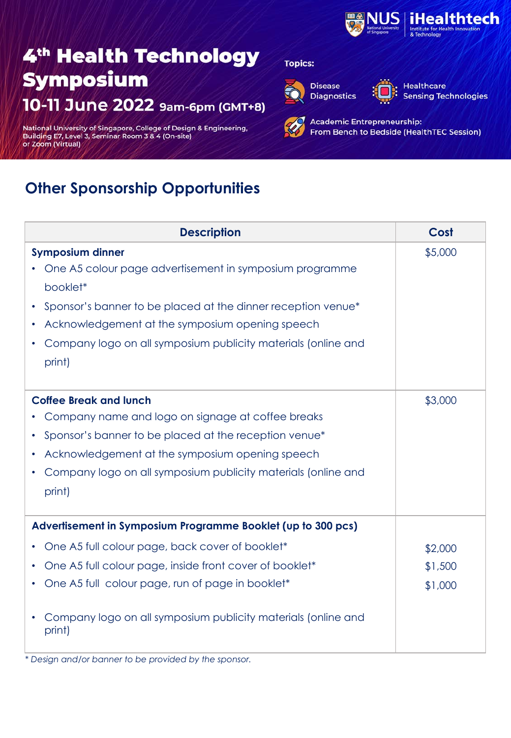# 4th Health Technology Symposium

## 10-11 June 2022 9am-6pm (GMT+8)

National University of Singapore, College of Design & Engineering, Building E7, Level 3, Seminar Room 3 & 4 (On-site) or Zoom (Virtual)

NUS National University of Singapore | iHealthtech Institute for Health Innovation & Technology

**Topics:**

- Disease Diagnostics
- Healthcare Sensing Technologies
- Academic Entrepreneurship: From Bench to Bedside (HealthTEC Session)

## Other Sponsorship Opportunities

| Description | Cost |
|---|---|
| **Symposium dinner**<br>• One A5 colour page advertisement in symposium programme booklet*<br>• Sponsor's banner to be placed at the dinner reception venue*<br>• Acknowledgement at the symposium opening speech<br>• Company logo on all symposium publicity materials (online and print) | $5,000 |
| **Coffee Break and lunch**<br>• Company name and logo on signage at coffee breaks<br>• Sponsor's banner to be placed at the reception venue*<br>• Acknowledgement at the symposium opening speech<br>• Company logo on all symposium publicity materials (online and print) | $3,000 |
| **Advertisement in Symposium Programme Booklet (up to 300 pcs)**<br>• One A5 full colour page, back cover of booklet*<br>• One A5 full colour page, inside front cover of booklet*<br>• One A5 full colour page, run of page in booklet*<br>• Company logo on all symposium publicity materials (online and print) | <br>$2,000<br>$1,500<br>$1,000 |

*\* Design and/or banner to be provided by the sponsor.*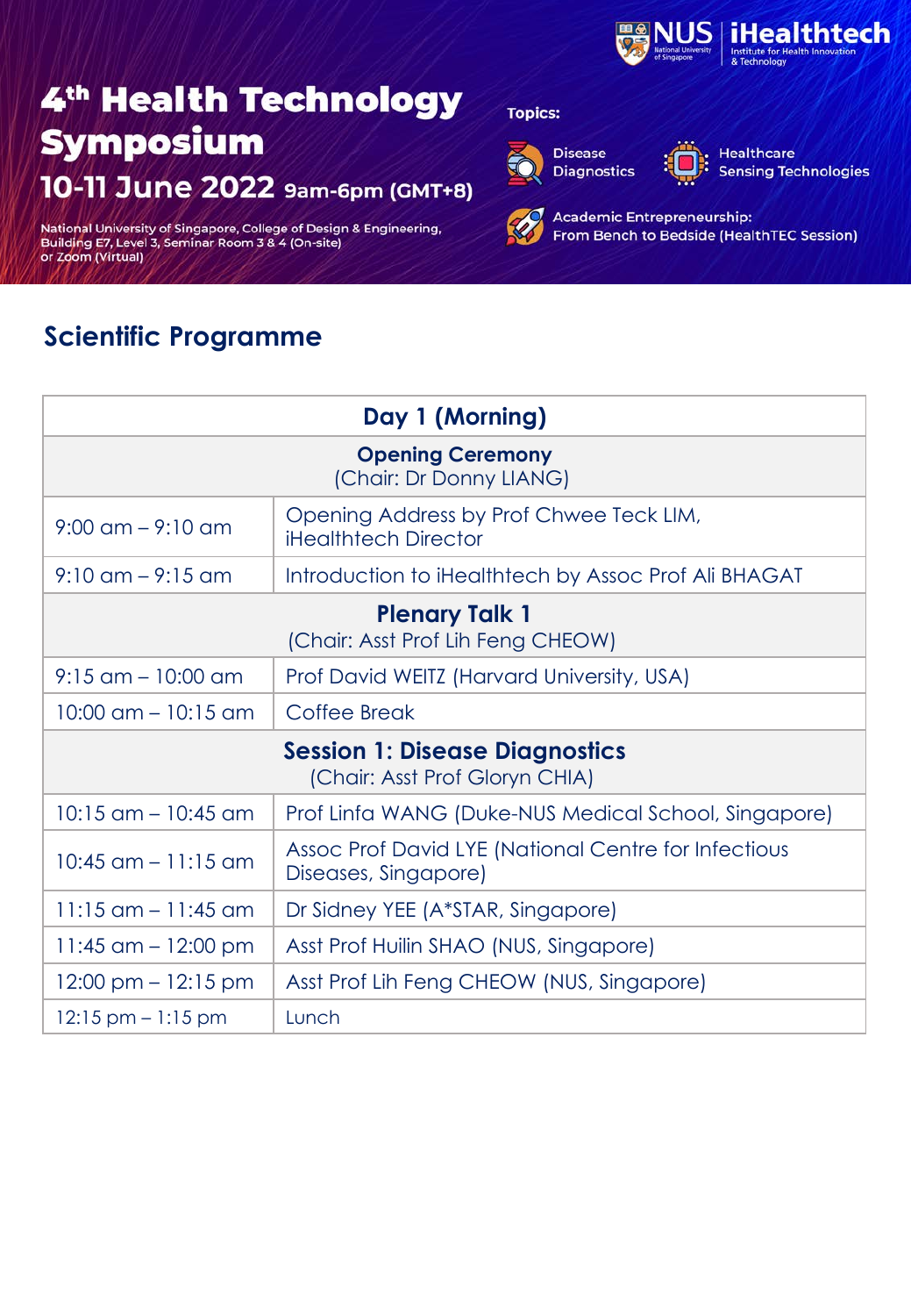# 4th Health Technology Symposium

## 10-11 June 2022 9am-6pm (GMT+8)

National University of Singapore, College of Design & Engineering, Building E7, Level 3, Seminar Room 3 & 4 (On-site) or Zoom (Virtual)

NUS National University of Singapore | iHealthtech Institute for Health Innovation & Technology

**Topics:**

- Disease Diagnostics
- Healthcare Sensing Technologies
- Academic Entrepreneurship: From Bench to Bedside (HealthTEC Session)

## Scientific Programme

| Day 1 (Morning) | |
|---|---|
| **Opening Ceremony** (Chair: Dr Donny LIANG) | |
| 9:00 am – 9:10 am | Opening Address by Prof Chwee Teck LIM, iHealthtech Director |
| 9:10 am – 9:15 am | Introduction to iHealthtech by Assoc Prof Ali BHAGAT |
| **Plenary Talk 1** (Chair: Asst Prof Lih Feng CHEOW) | |
| 9:15 am – 10:00 am | Prof David WEITZ (Harvard University, USA) |
| 10:00 am – 10:15 am | Coffee Break |
| **Session 1: Disease Diagnostics** (Chair: Asst Prof Gloryn CHIA) | |
| 10:15 am – 10:45 am | Prof Linfa WANG (Duke-NUS Medical School, Singapore) |
| 10:45 am – 11:15 am | Assoc Prof David LYE (National Centre for Infectious Diseases, Singapore) |
| 11:15 am – 11:45 am | Dr Sidney YEE (A*STAR, Singapore) |
| 11:45 am – 12:00 pm | Asst Prof Huilin SHAO (NUS, Singapore) |
| 12:00 pm – 12:15 pm | Asst Prof Lih Feng CHEOW (NUS, Singapore) |
| 12:15 pm – 1:15 pm | Lunch |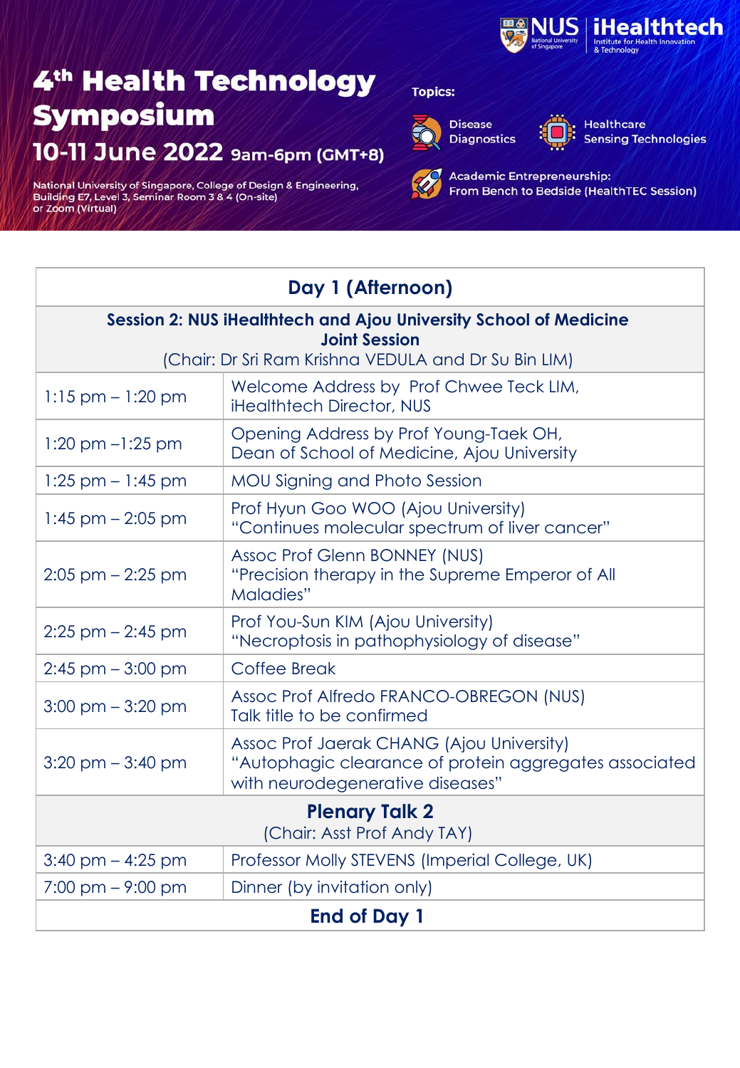NUS National University of Singapore | iHealthtech Institute for Health Innovation & Technology

# 4th Health Technology Symposium

## 10-11 June 2022 9am-6pm (GMT+8)

National University of Singapore, College of Design & Engineering, Building E7, Level 3, Seminar Room 3 & 4 (On-site) or Zoom (Virtual)

**Topics:**

- Disease Diagnostics
- Healthcare Sensing Technologies
- Academic Entrepreneurship: From Bench to Bedside (HealthTEC Session)

| Day 1 (Afternoon) | |
|---|---|
| **Session 2: NUS iHealthtech and Ajou University School of Medicine Joint Session** (Chair: Dr Sri Ram Krishna VEDULA and Dr Su Bin LIM) | |
| 1:15 pm – 1:20 pm | Welcome Address by Prof Chwee Teck LIM, iHealthtech Director, NUS |
| 1:20 pm –1:25 pm | Opening Address by Prof Young-Taek OH, Dean of School of Medicine, Ajou University |
| 1:25 pm – 1:45 pm | MOU Signing and Photo Session |
| 1:45 pm – 2:05 pm | Prof Hyun Goo WOO (Ajou University) "Continues molecular spectrum of liver cancer" |
| 2:05 pm – 2:25 pm | Assoc Prof Glenn BONNEY (NUS) "Precision therapy in the Supreme Emperor of All Maladies" |
| 2:25 pm – 2:45 pm | Prof You-Sun KIM (Ajou University) "Necroptosis in pathophysiology of disease" |
| 2:45 pm – 3:00 pm | Coffee Break |
| 3:00 pm – 3:20 pm | Assoc Prof Alfredo FRANCO-OBREGON (NUS) Talk title to be confirmed |
| 3:20 pm – 3:40 pm | Assoc Prof Jaerak CHANG (Ajou University) "Autophagic clearance of protein aggregates associated with neurodegenerative diseases" |
| **Plenary Talk 2** (Chair: Asst Prof Andy TAY) | |
| 3:40 pm – 4:25 pm | Professor Molly STEVENS (Imperial College, UK) |
| 7:00 pm – 9:00 pm | Dinner (by invitation only) |
| **End of Day 1** | |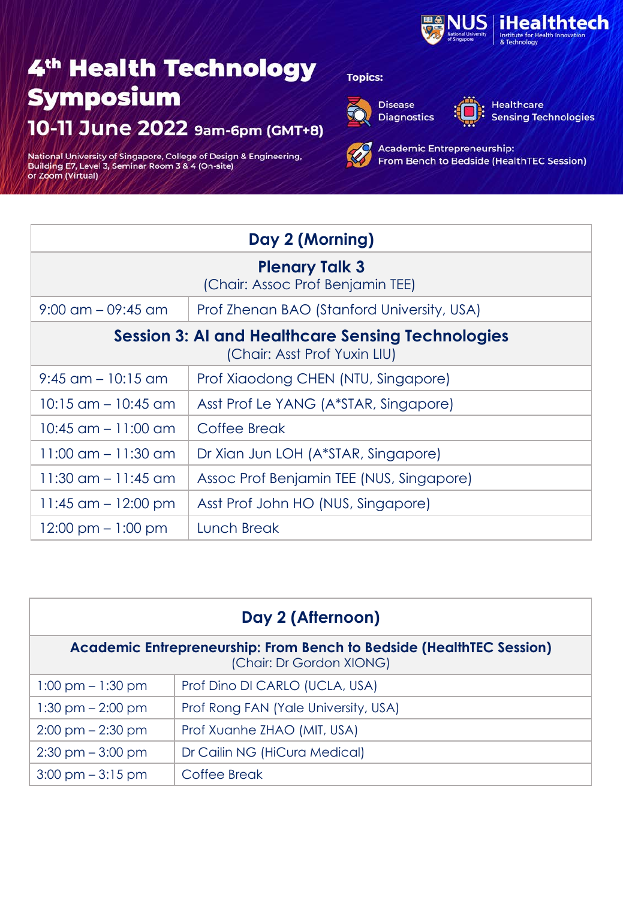NUS National University of Singapore | iHealthtech Institute for Health Innovation & Technology

# 4th Health Technology Symposium

## 10-11 June 2022 9am-6pm (GMT+8)

National University of Singapore, College of Design & Engineering, Building E7, Level 3, Seminar Room 3 & 4 (On-site) or Zoom (Virtual)

**Topics:**

- Disease Diagnostics
- Healthcare Sensing Technologies
- Academic Entrepreneurship: From Bench to Bedside (HealthTEC Session)

| **Day 2 (Morning)** | |
|---|---|
| **Plenary Talk 3** (Chair: Assoc Prof Benjamin TEE) | |
| 9:00 am – 09:45 am | Prof Zhenan BAO (Stanford University, USA) |
| **Session 3: AI and Healthcare Sensing Technologies** (Chair: Asst Prof Yuxin LIU) | |
| 9:45 am – 10:15 am | Prof Xiaodong CHEN (NTU, Singapore) |
| 10:15 am – 10:45 am | Asst Prof Le YANG (A*STAR, Singapore) |
| 10:45 am – 11:00 am | Coffee Break |
| 11:00 am – 11:30 am | Dr Xian Jun LOH (A*STAR, Singapore) |
| 11:30 am – 11:45 am | Assoc Prof Benjamin TEE (NUS, Singapore) |
| 11:45 am – 12:00 pm | Asst Prof John HO (NUS, Singapore) |
| 12:00 pm – 1:00 pm | Lunch Break |

| **Day 2 (Afternoon)** | |
|---|---|
| **Academic Entrepreneurship: From Bench to Bedside (HealthTEC Session)** (Chair: Dr Gordon XIONG) | |
| 1:00 pm – 1:30 pm | Prof Dino DI CARLO (UCLA, USA) |
| 1:30 pm – 2:00 pm | Prof Rong FAN (Yale University, USA) |
| 2:00 pm – 2:30 pm | Prof Xuanhe ZHAO (MIT, USA) |
| 2:30 pm – 3:00 pm | Dr Cailin NG (HiCura Medical) |
| 3:00 pm – 3:15 pm | Coffee Break |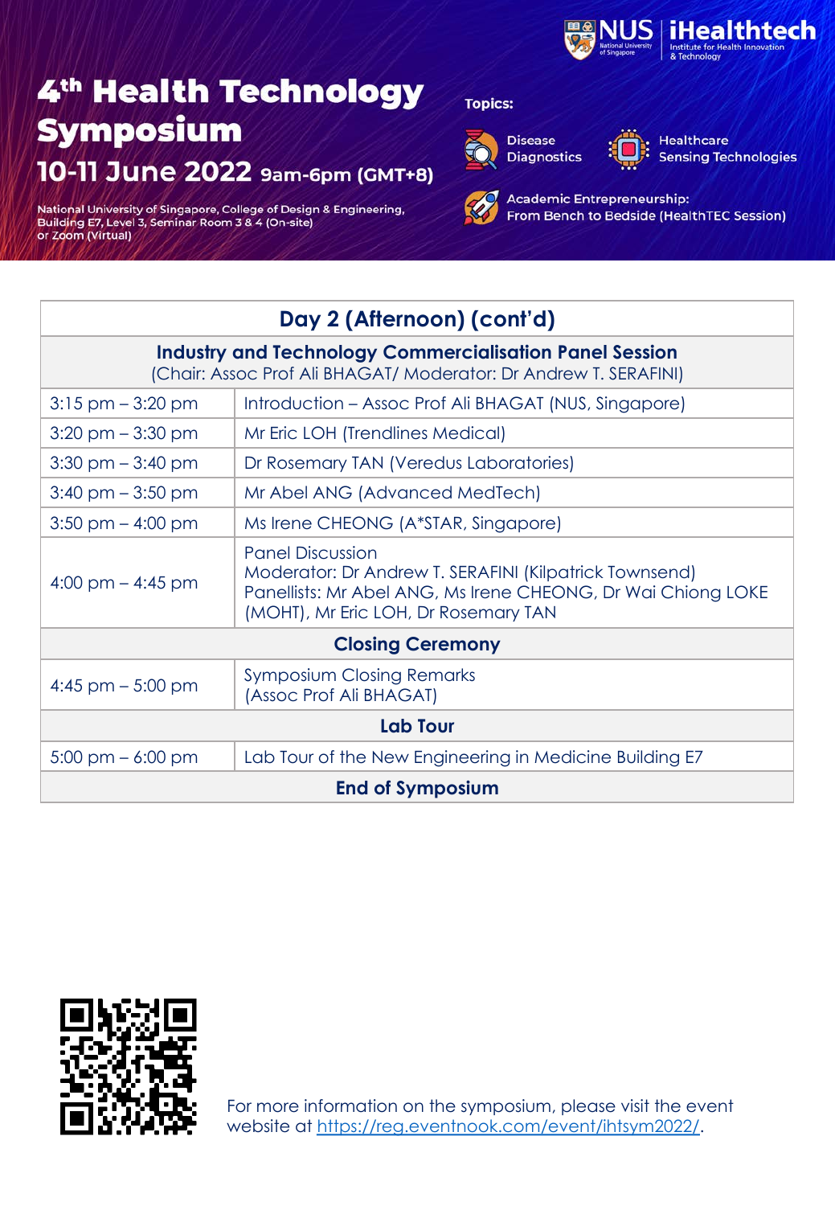NUS National University of Singapore | iHealthtech Institute for Health Innovation & Technology

# 4th Health Technology Symposium

## 10-11 June 2022 9am-6pm (GMT+8)

National University of Singapore, College of Design & Engineering, Building E7, Level 3, Seminar Room 3 & 4 (On-site) or Zoom (Virtual)

**Topics:**

- Disease Diagnostics
- Healthcare Sensing Technologies
- Academic Entrepreneurship: From Bench to Bedside (HealthTEC Session)

| | |
|---|---|
| **Day 2 (Afternoon) (cont'd)** | |
| **Industry and Technology Commercialisation Panel Session** (Chair: Assoc Prof Ali BHAGAT/ Moderator: Dr Andrew T. SERAFINI) | |
| 3:15 pm – 3:20 pm | Introduction – Assoc Prof Ali BHAGAT (NUS, Singapore) |
| 3:20 pm – 3:30 pm | Mr Eric LOH (Trendlines Medical) |
| 3:30 pm – 3:40 pm | Dr Rosemary TAN (Veredus Laboratories) |
| 3:40 pm – 3:50 pm | Mr Abel ANG (Advanced MedTech) |
| 3:50 pm – 4:00 pm | Ms Irene CHEONG (A*STAR, Singapore) |
| 4:00 pm – 4:45 pm | Panel Discussion<br>Moderator: Dr Andrew T. SERAFINI (Kilpatrick Townsend)<br>Panellists: Mr Abel ANG, Ms Irene CHEONG, Dr Wai Chiong LOKE (MOHT), Mr Eric LOH, Dr Rosemary TAN |
| **Closing Ceremony** | |
| 4:45 pm – 5:00 pm | Symposium Closing Remarks<br>(Assoc Prof Ali BHAGAT) |
| **Lab Tour** | |
| 5:00 pm – 6:00 pm | Lab Tour of the New Engineering in Medicine Building E7 |
| **End of Symposium** | |

For more information on the symposium, please visit the event website at https://reg.eventnook.com/event/ihtsym2022/.